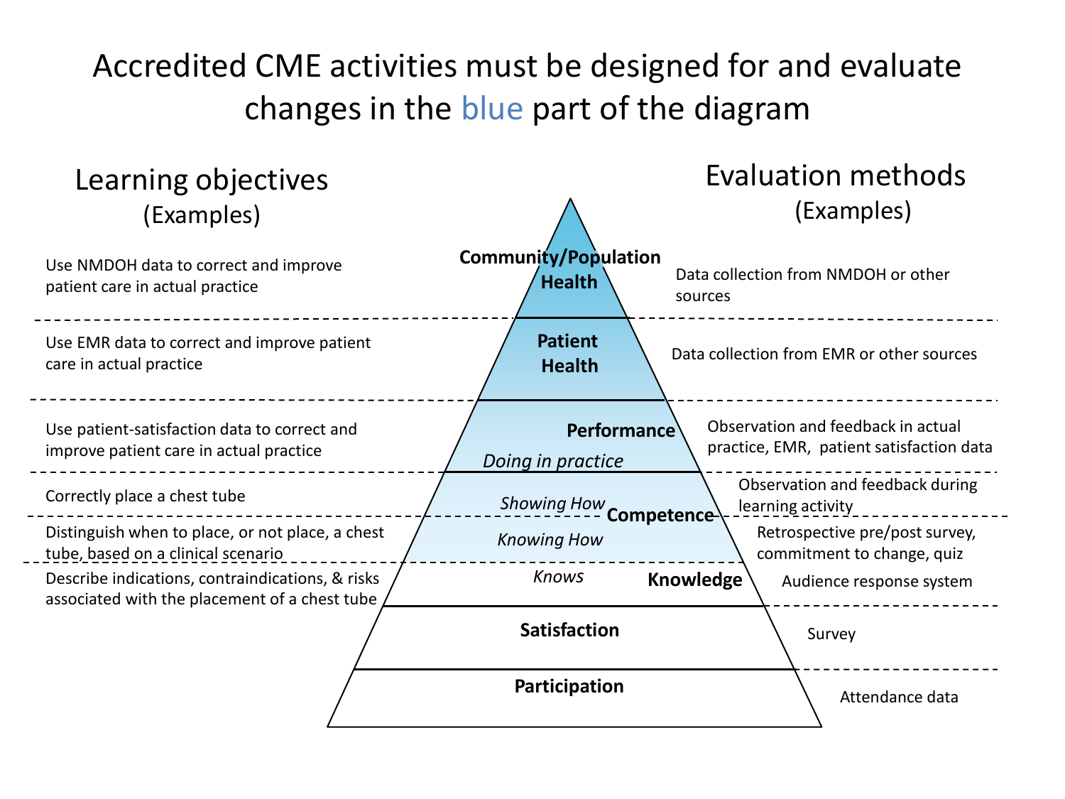# Accredited CME activities must be designed for and evaluate changes in the blue part of the diagram

| Learning objectives (Examples) | Level | Evaluation methods (Examples) |
| --- | --- | --- |
| Use NMDOH data to correct and improve patient care in actual practice | **Community/Population Health** | Data collection from NMDOH or other sources |
| Use EMR data to correct and improve patient care in actual practice | **Patient Health** | Data collection from EMR or other sources |
| Use patient-satisfaction data to correct and improve patient care in actual practice | **Performance** – *Doing in practice* | Observation and feedback in actual practice, EMR, patient satisfaction data |
| Correctly place a chest tube | **Competence** – *Showing How* | Observation and feedback during learning activity |
| Distinguish when to place, or not place, a chest tube, based on a clinical scenario | **Competence** – *Knowing How* | Retrospective pre/post survey, commitment to change, quiz |
| Describe indications, contraindications, & risks associated with the placement of a chest tube | **Knowledge** – *Knows* | Audience response system |
| | **Satisfaction** | Survey |
| | **Participation** | Attendance data |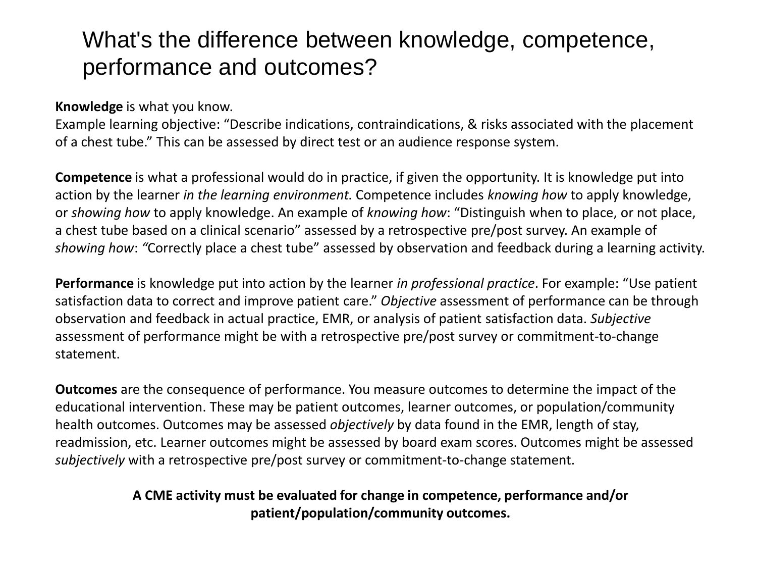# What's the difference between knowledge, competence, performance and outcomes?

**Knowledge** is what you know.
Example learning objective: “Describe indications, contraindications, & risks associated with the placement of a chest tube.” This can be assessed by direct test or an audience response system.

**Competence** is what a professional would do in practice, if given the opportunity. It is knowledge put into action by the learner *in the learning environment.* Competence includes *knowing how* to apply knowledge, or *showing how* to apply knowledge. An example of *knowing how*: “Distinguish when to place, or not place, a chest tube based on a clinical scenario” assessed by a retrospective pre/post survey. An example of *showing how*: *“*Correctly place a chest tube” assessed by observation and feedback during a learning activity.

**Performance** is knowledge put into action by the learner *in professional practice*. For example: “Use patient satisfaction data to correct and improve patient care.” *Objective* assessment of performance can be through observation and feedback in actual practice, EMR, or analysis of patient satisfaction data. *Subjective* assessment of performance might be with a retrospective pre/post survey or commitment-to-change statement.

**Outcomes** are the consequence of performance. You measure outcomes to determine the impact of the educational intervention. These may be patient outcomes, learner outcomes, or population/community health outcomes. Outcomes may be assessed *objectively* by data found in the EMR, length of stay, readmission, etc. Learner outcomes might be assessed by board exam scores. Outcomes might be assessed *subjectively* with a retrospective pre/post survey or commitment-to-change statement.

**A CME activity must be evaluated for change in competence, performance and/or patient/population/community outcomes.**